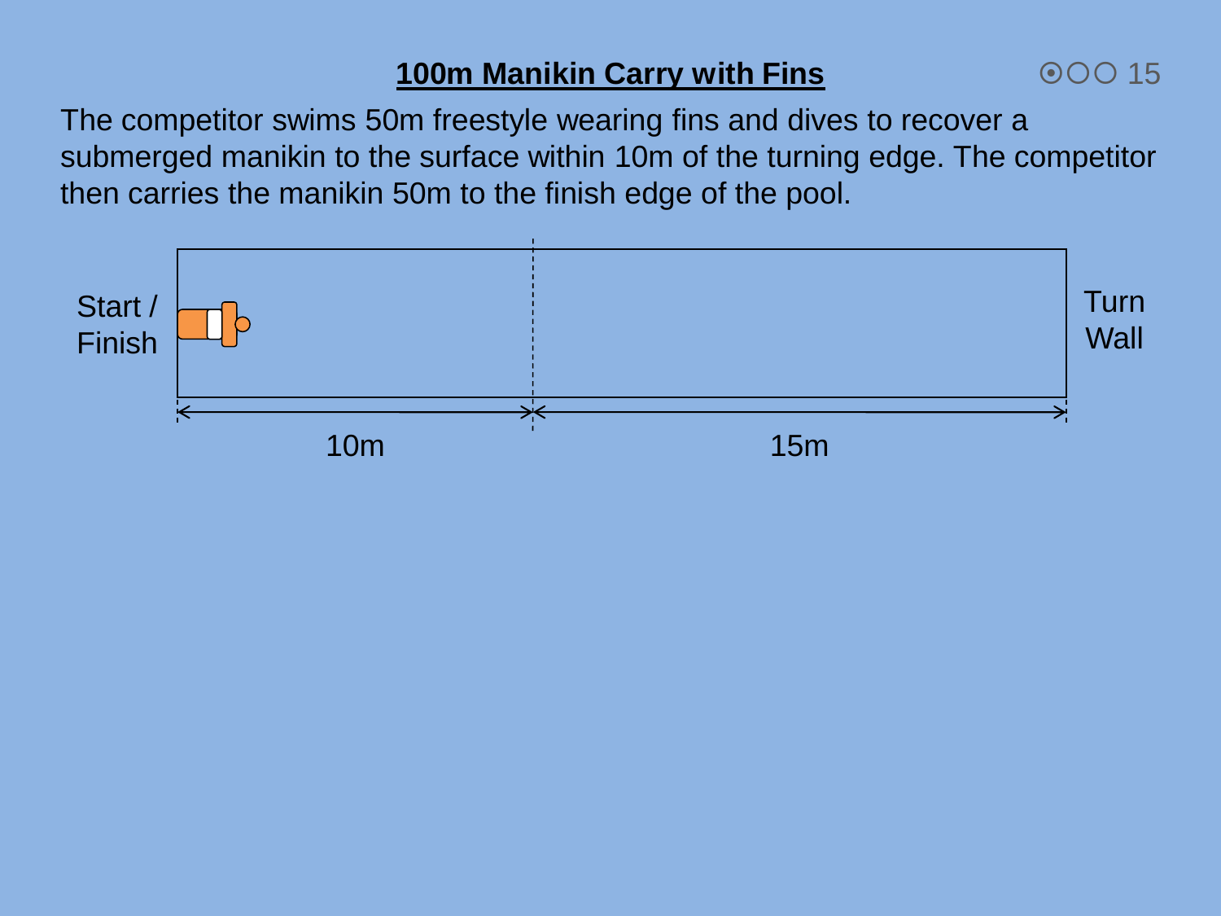# 100m Manikin Carry with Fins

The competitor swims 50m freestyle wearing fins and dives to recover a submerged manikin to the surface within 10m of the turning edge. The competitor then carries the manikin 50m to the finish edge of the pool.

Start / Finish

Turn Wall

10m

15m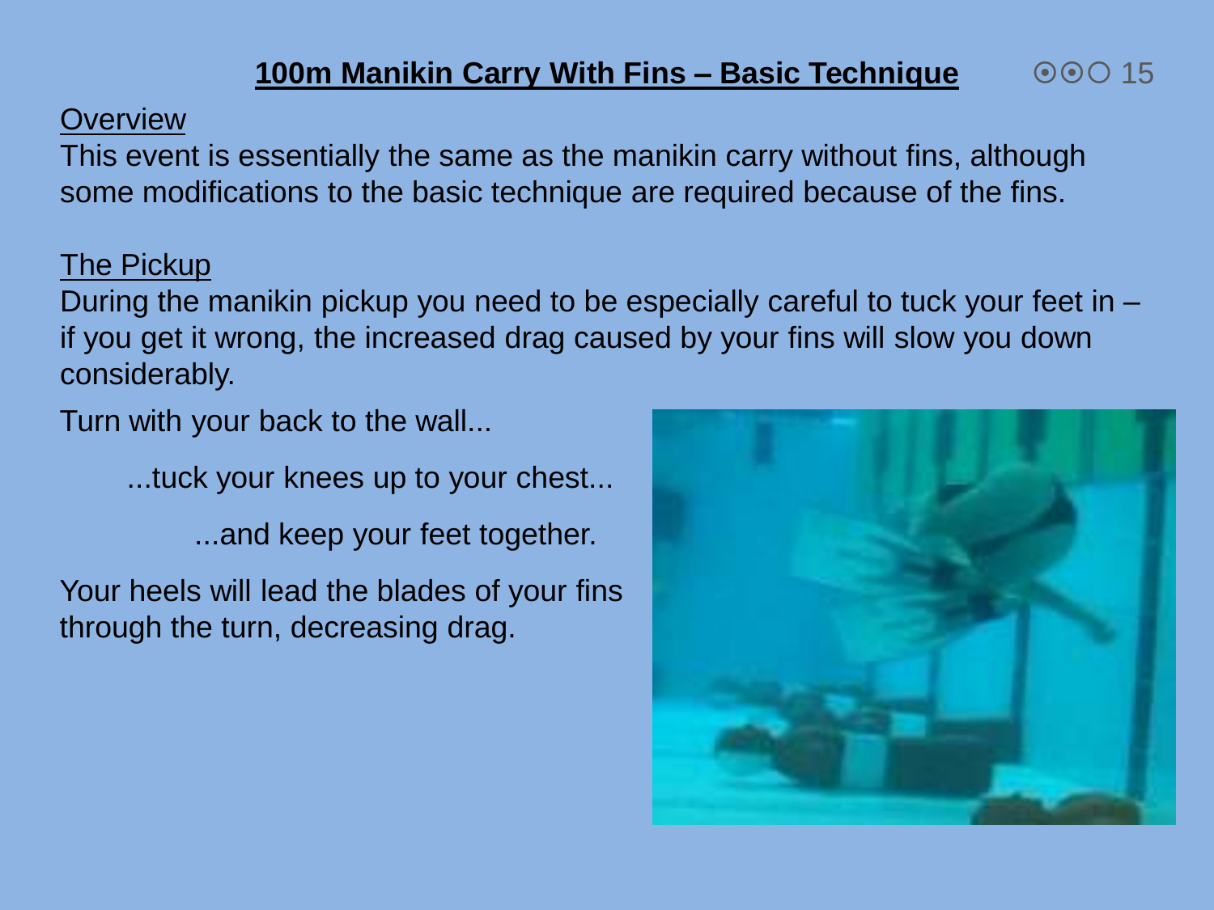# 100m Manikin Carry With Fins – Basic Technique

## Overview

This event is essentially the same as the manikin carry without fins, although some modifications to the basic technique are required because of the fins.

## The Pickup

During the manikin pickup you need to be especially careful to tuck your feet in – if you get it wrong, the increased drag caused by your fins will slow you down considerably.

Turn with your back to the wall...

...tuck your knees up to your chest...

...and keep your feet together.

Your heels will lead the blades of your fins through the turn, decreasing drag.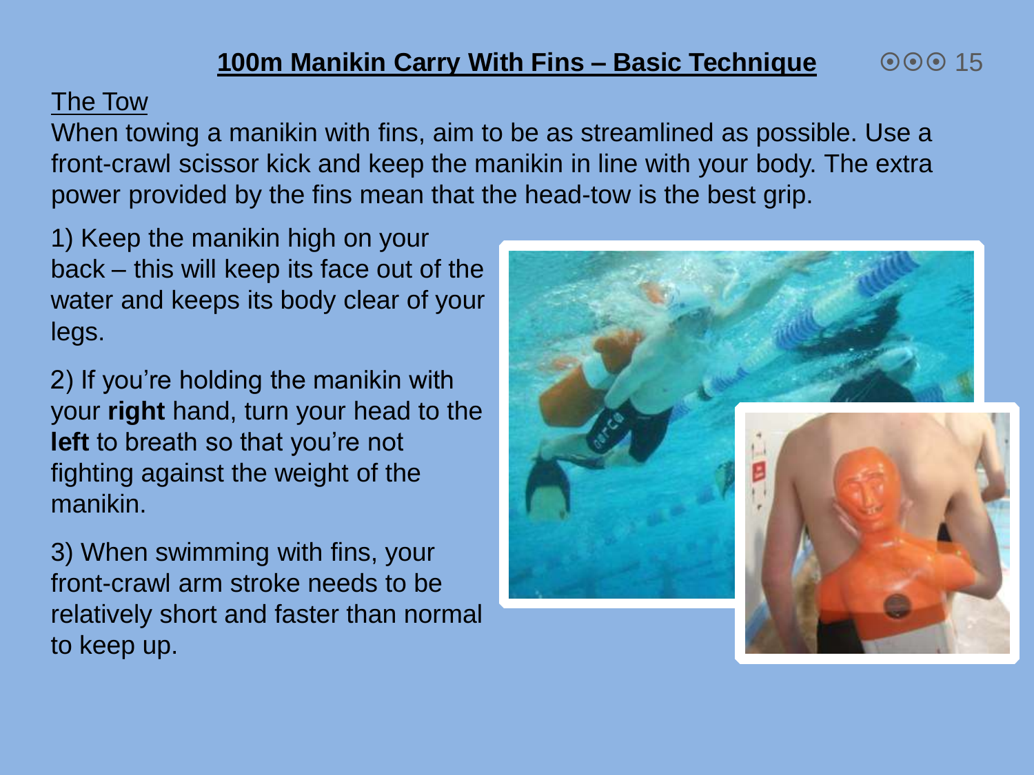# 100m Manikin Carry With Fins – Basic Technique

## The Tow

When towing a manikin with fins, aim to be as streamlined as possible. Use a front-crawl scissor kick and keep the manikin in line with your body. The extra power provided by the fins mean that the head-tow is the best grip.

1) Keep the manikin high on your back – this will keep its face out of the water and keeps its body clear of your legs.

2) If you're holding the manikin with your **right** hand, turn your head to the **left** to breath so that you're not fighting against the weight of the manikin.

3) When swimming with fins, your front-crawl arm stroke needs to be relatively short and faster than normal to keep up.